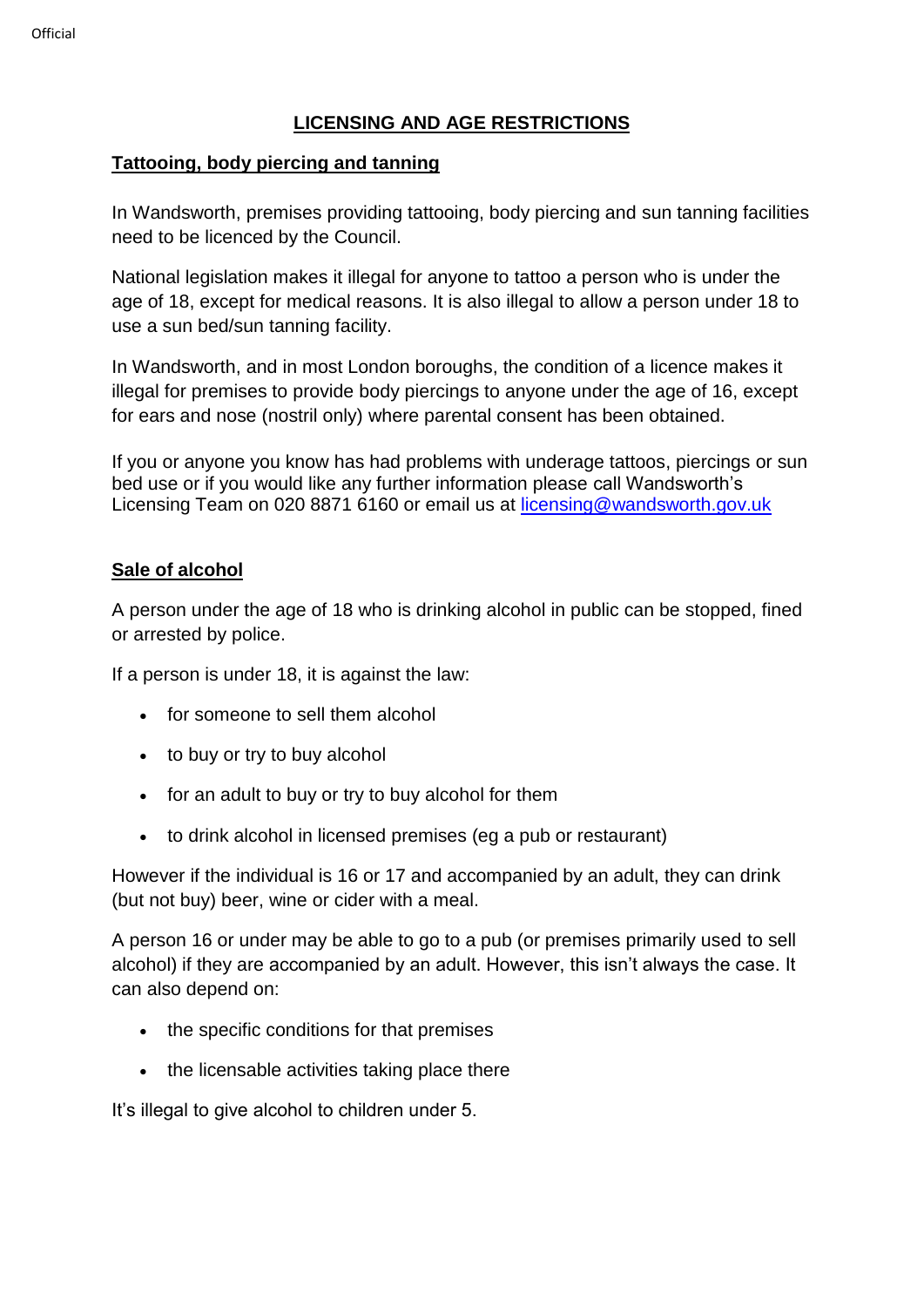# LICENSING AND AGE RESTRICTIONS

## Tattooing, body piercing and tanning

In Wandsworth, premises providing tattooing, body piercing and sun tanning facilities need to be licenced by the Council.

National legislation makes it illegal for anyone to tattoo a person who is under the age of 18, except for medical reasons. It is also illegal to allow a person under 18 to use a sun bed/sun tanning facility.

In Wandsworth, and in most London boroughs, the condition of a licence makes it illegal for premises to provide body piercings to anyone under the age of 16, except for ears and nose (nostril only) where parental consent has been obtained.

If you or anyone you know has had problems with underage tattoos, piercings or sun bed use or if you would like any further information please call Wandsworth's Licensing Team on 020 8871 6160 or email us at licensing@wandsworth.gov.uk

## Sale of alcohol

A person under the age of 18 who is drinking alcohol in public can be stopped, fined or arrested by police.

If a person is under 18, it is against the law:

- for someone to sell them alcohol
- to buy or try to buy alcohol
- for an adult to buy or try to buy alcohol for them
- to drink alcohol in licensed premises (eg a pub or restaurant)

However if the individual is 16 or 17 and accompanied by an adult, they can drink (but not buy) beer, wine or cider with a meal.

A person 16 or under may be able to go to a pub (or premises primarily used to sell alcohol) if they are accompanied by an adult. However, this isn't always the case. It can also depend on:

- the specific conditions for that premises
- the licensable activities taking place there

It's illegal to give alcohol to children under 5.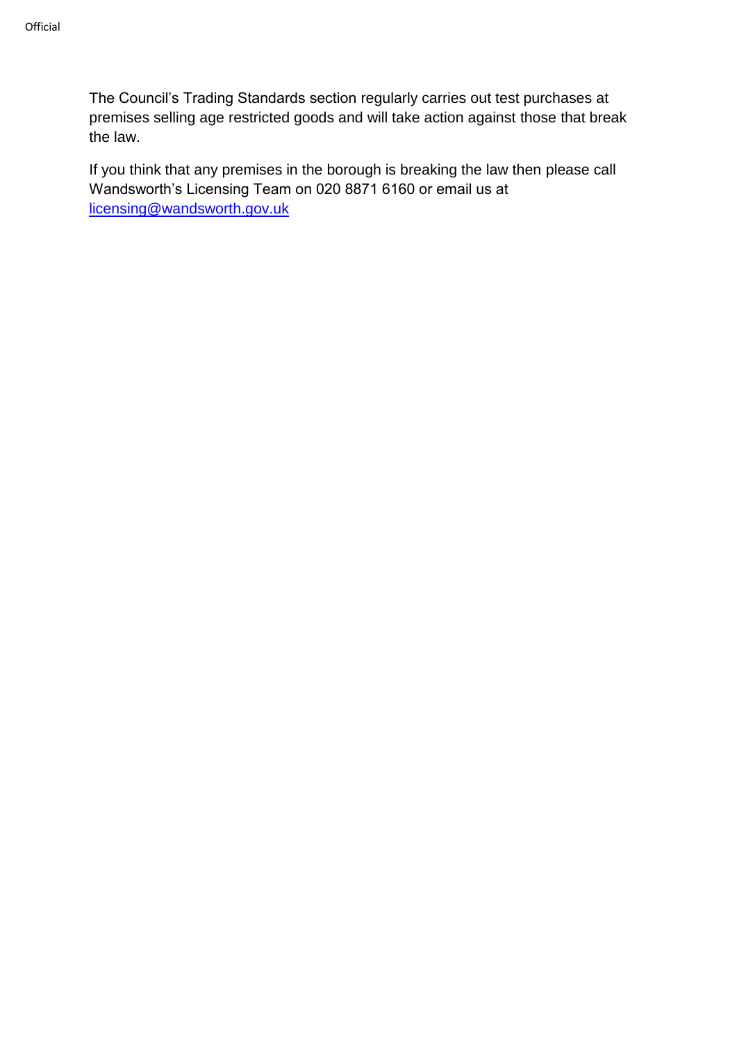The Council's Trading Standards section regularly carries out test purchases at premises selling age restricted goods and will take action against those that break the law.

If you think that any premises in the borough is breaking the law then please call Wandsworth's Licensing Team on 020 8871 6160 or email us at [licensing@wandsworth.gov.uk](mailto:licensing@wandsworth.gov.uk)